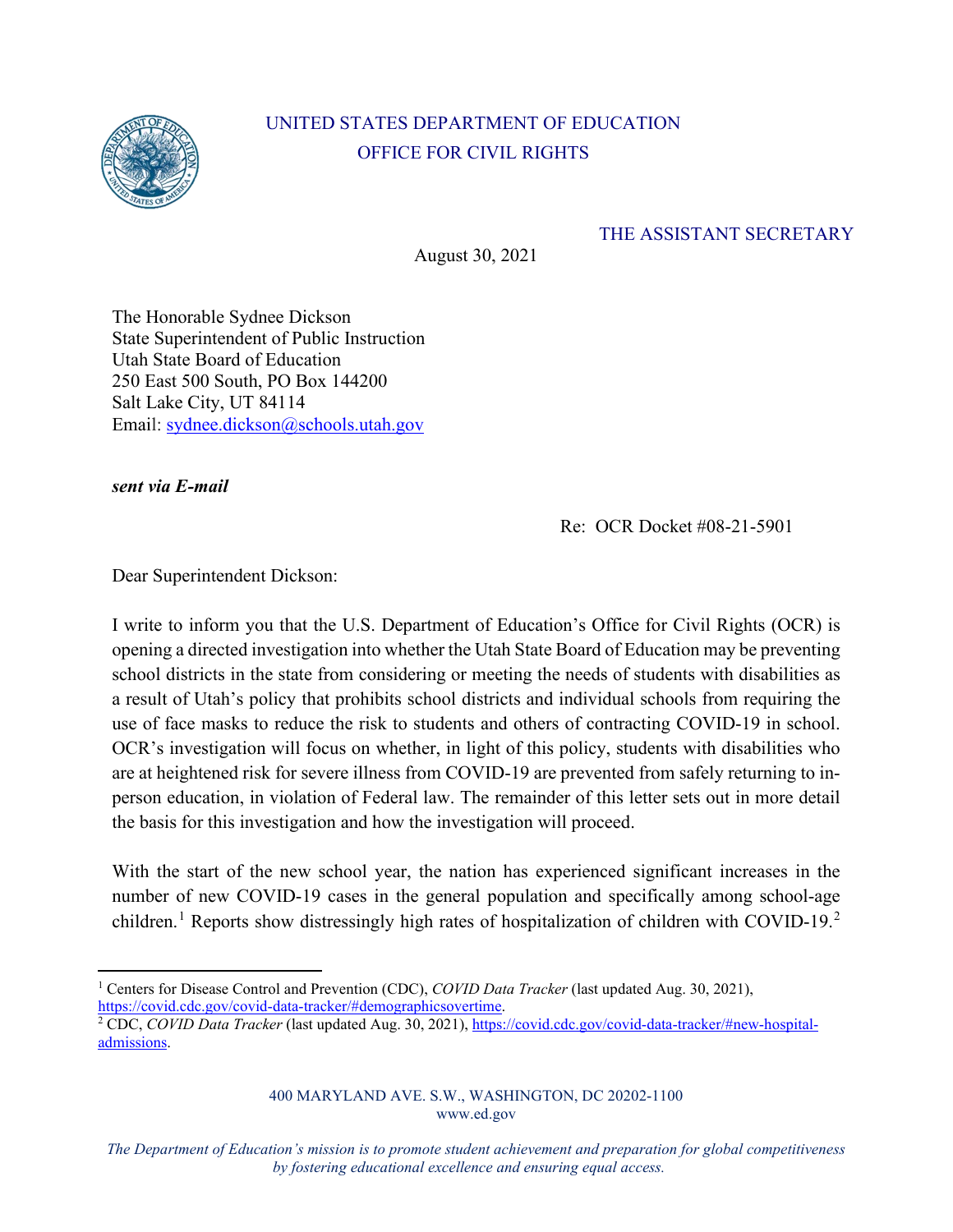UNITED STATES DEPARTMENT OF EDUCATION
OFFICE FOR CIVIL RIGHTS

THE ASSISTANT SECRETARY

August 30, 2021

The Honorable Sydnee Dickson
State Superintendent of Public Instruction
Utah State Board of Education
250 East 500 South, PO Box 144200
Salt Lake City, UT 84114
Email: sydnee.dickson@schools.utah.gov

***sent via E-mail***

Re: OCR Docket #08-21-5901

Dear Superintendent Dickson:

I write to inform you that the U.S. Department of Education's Office for Civil Rights (OCR) is opening a directed investigation into whether the Utah State Board of Education may be preventing school districts in the state from considering or meeting the needs of students with disabilities as a result of Utah's policy that prohibits school districts and individual schools from requiring the use of face masks to reduce the risk to students and others of contracting COVID-19 in school. OCR's investigation will focus on whether, in light of this policy, students with disabilities who are at heightened risk for severe illness from COVID-19 are prevented from safely returning to in-person education, in violation of Federal law. The remainder of this letter sets out in more detail the basis for this investigation and how the investigation will proceed.

With the start of the new school year, the nation has experienced significant increases in the number of new COVID-19 cases in the general population and specifically among school-age children.[1] Reports show distressingly high rates of hospitalization of children with COVID-19.[2]

---

[1] Centers for Disease Control and Prevention (CDC), *COVID Data Tracker* (last updated Aug. 30, 2021), https://covid.cdc.gov/covid-data-tracker/#demographicsovertime.

[2] CDC, *COVID Data Tracker* (last updated Aug. 30, 2021), https://covid.cdc.gov/covid-data-tracker/#new-hospital-admissions.

400 MARYLAND AVE. S.W., WASHINGTON, DC 20202-1100
www.ed.gov

*The Department of Education's mission is to promote student achievement and preparation for global competitiveness by fostering educational excellence and ensuring equal access.*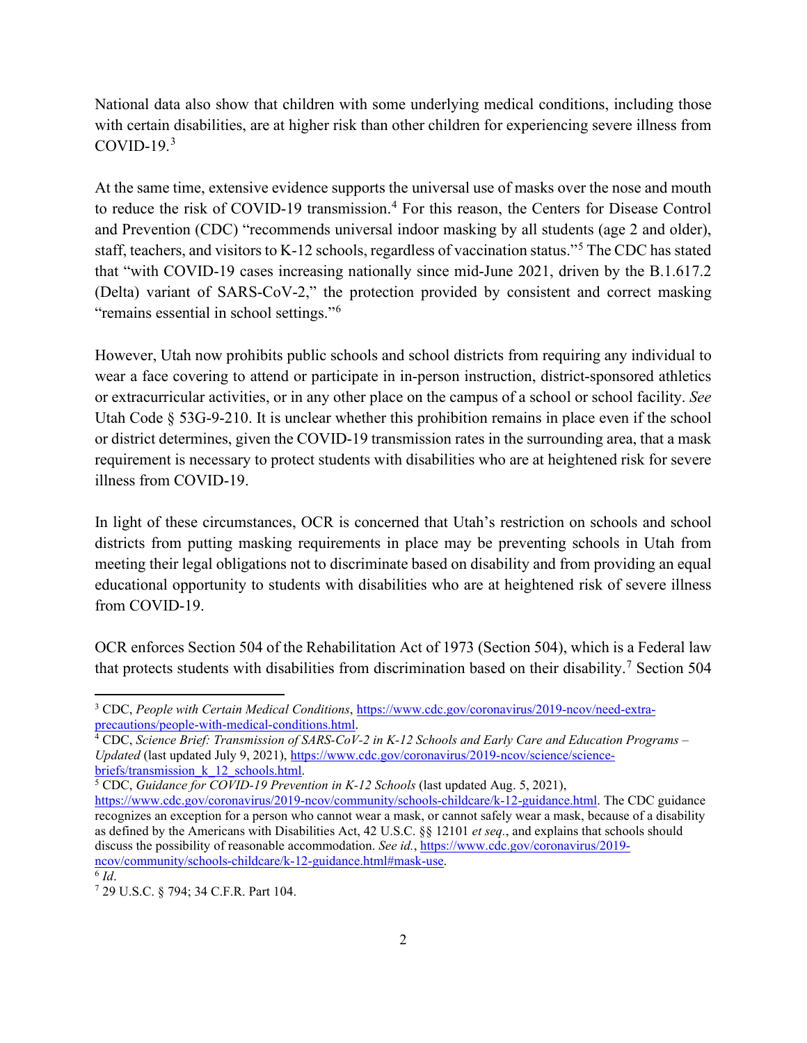National data also show that children with some underlying medical conditions, including those with certain disabilities, are at higher risk than other children for experiencing severe illness from COVID-19.[3]

At the same time, extensive evidence supports the universal use of masks over the nose and mouth to reduce the risk of COVID-19 transmission.[4] For this reason, the Centers for Disease Control and Prevention (CDC) "recommends universal indoor masking by all students (age 2 and older), staff, teachers, and visitors to K-12 schools, regardless of vaccination status."[5] The CDC has stated that "with COVID-19 cases increasing nationally since mid-June 2021, driven by the B.1.617.2 (Delta) variant of SARS-CoV-2," the protection provided by consistent and correct masking "remains essential in school settings."[6]

However, Utah now prohibits public schools and school districts from requiring any individual to wear a face covering to attend or participate in in-person instruction, district-sponsored athletics or extracurricular activities, or in any other place on the campus of a school or school facility. *See* Utah Code § 53G-9-210. It is unclear whether this prohibition remains in place even if the school or district determines, given the COVID-19 transmission rates in the surrounding area, that a mask requirement is necessary to protect students with disabilities who are at heightened risk for severe illness from COVID-19.

In light of these circumstances, OCR is concerned that Utah's restriction on schools and school districts from putting masking requirements in place may be preventing schools in Utah from meeting their legal obligations not to discriminate based on disability and from providing an equal educational opportunity to students with disabilities who are at heightened risk of severe illness from COVID-19.

OCR enforces Section 504 of the Rehabilitation Act of 1973 (Section 504), which is a Federal law that protects students with disabilities from discrimination based on their disability.[7] Section 504

---

[3] CDC, *People with Certain Medical Conditions*, https://www.cdc.gov/coronavirus/2019-ncov/need-extra-precautions/people-with-medical-conditions.html.

[4] CDC, *Science Brief: Transmission of SARS-CoV-2 in K-12 Schools and Early Care and Education Programs – Updated* (last updated July 9, 2021), https://www.cdc.gov/coronavirus/2019-ncov/science/science-briefs/transmission_k_12_schools.html.

[5] CDC, *Guidance for COVID-19 Prevention in K-12 Schools* (last updated Aug. 5, 2021), https://www.cdc.gov/coronavirus/2019-ncov/community/schools-childcare/k-12-guidance.html. The CDC guidance recognizes an exception for a person who cannot wear a mask, or cannot safely wear a mask, because of a disability as defined by the Americans with Disabilities Act, 42 U.S.C. §§ 12101 *et seq.*, and explains that schools should discuss the possibility of reasonable accommodation. *See id.*, https://www.cdc.gov/coronavirus/2019-ncov/community/schools-childcare/k-12-guidance.html#mask-use.

[6] *Id*.

[7] 29 U.S.C. § 794; 34 C.F.R. Part 104.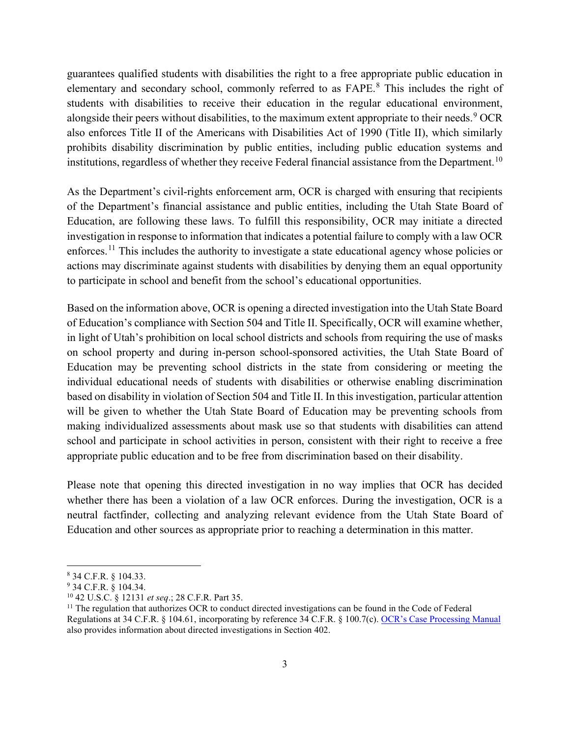guarantees qualified students with disabilities the right to a free appropriate public education in elementary and secondary school, commonly referred to as FAPE.[8] This includes the right of students with disabilities to receive their education in the regular educational environment, alongside their peers without disabilities, to the maximum extent appropriate to their needs.[9] OCR also enforces Title II of the Americans with Disabilities Act of 1990 (Title II), which similarly prohibits disability discrimination by public entities, including public education systems and institutions, regardless of whether they receive Federal financial assistance from the Department.[10]

As the Department's civil-rights enforcement arm, OCR is charged with ensuring that recipients of the Department's financial assistance and public entities, including the Utah State Board of Education, are following these laws. To fulfill this responsibility, OCR may initiate a directed investigation in response to information that indicates a potential failure to comply with a law OCR enforces.[11] This includes the authority to investigate a state educational agency whose policies or actions may discriminate against students with disabilities by denying them an equal opportunity to participate in school and benefit from the school's educational opportunities.

Based on the information above, OCR is opening a directed investigation into the Utah State Board of Education's compliance with Section 504 and Title II. Specifically, OCR will examine whether, in light of Utah's prohibition on local school districts and schools from requiring the use of masks on school property and during in-person school-sponsored activities, the Utah State Board of Education may be preventing school districts in the state from considering or meeting the individual educational needs of students with disabilities or otherwise enabling discrimination based on disability in violation of Section 504 and Title II. In this investigation, particular attention will be given to whether the Utah State Board of Education may be preventing schools from making individualized assessments about mask use so that students with disabilities can attend school and participate in school activities in person, consistent with their right to receive a free appropriate public education and to be free from discrimination based on their disability.

Please note that opening this directed investigation in no way implies that OCR has decided whether there has been a violation of a law OCR enforces. During the investigation, OCR is a neutral factfinder, collecting and analyzing relevant evidence from the Utah State Board of Education and other sources as appropriate prior to reaching a determination in this matter.

---

[8] 34 C.F.R. § 104.33.

[9] 34 C.F.R. § 104.34.

[10] 42 U.S.C. § 12131 *et seq*.; 28 C.F.R. Part 35.

[11] The regulation that authorizes OCR to conduct directed investigations can be found in the Code of Federal Regulations at 34 C.F.R. § 104.61, incorporating by reference 34 C.F.R. § 100.7(c). OCR's Case Processing Manual also provides information about directed investigations in Section 402.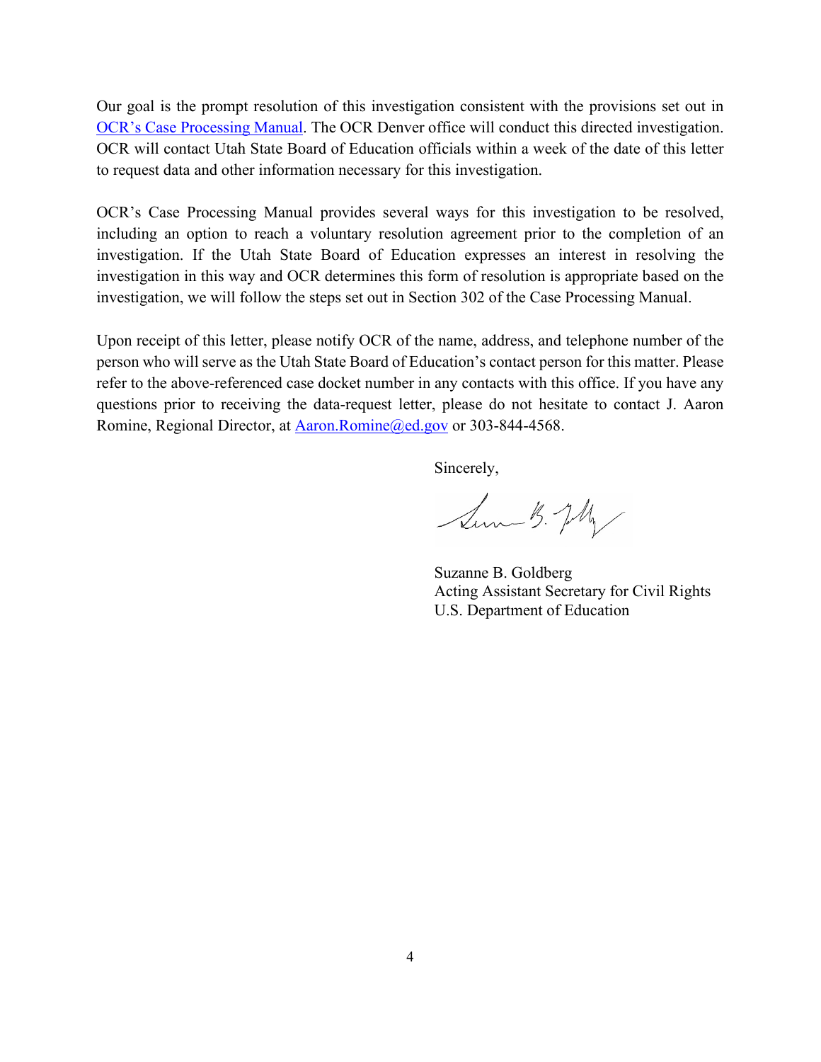Our goal is the prompt resolution of this investigation consistent with the provisions set out in [OCR's Case Processing Manual](). The OCR Denver office will conduct this directed investigation. OCR will contact Utah State Board of Education officials within a week of the date of this letter to request data and other information necessary for this investigation.

OCR's Case Processing Manual provides several ways for this investigation to be resolved, including an option to reach a voluntary resolution agreement prior to the completion of an investigation. If the Utah State Board of Education expresses an interest in resolving the investigation in this way and OCR determines this form of resolution is appropriate based on the investigation, we will follow the steps set out in Section 302 of the Case Processing Manual.

Upon receipt of this letter, please notify OCR of the name, address, and telephone number of the person who will serve as the Utah State Board of Education's contact person for this matter. Please refer to the above-referenced case docket number in any contacts with this office. If you have any questions prior to receiving the data-request letter, please do not hesitate to contact J. Aaron Romine, Regional Director, at Aaron.Romine@ed.gov or 303-844-4568.

Sincerely,

Suzanne B. Goldberg
Acting Assistant Secretary for Civil Rights
U.S. Department of Education